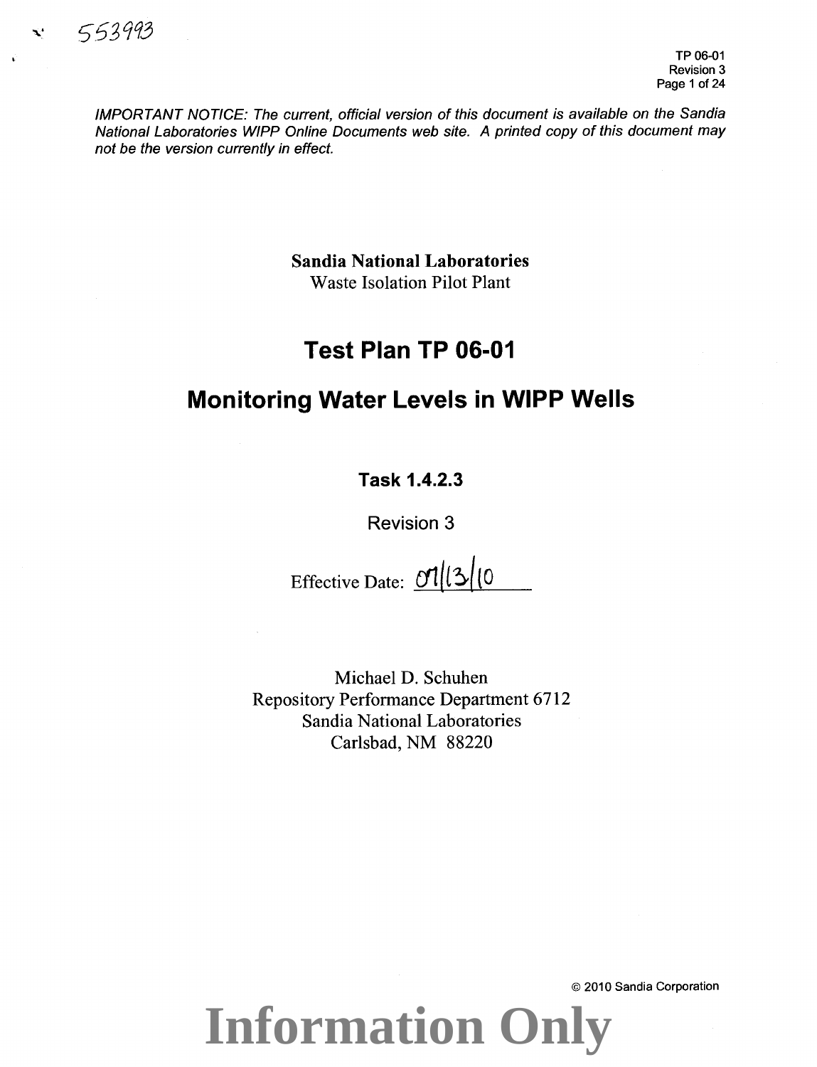553993

TP 06-01
Revision 3

*IMPORTANT NOTICE: The current, official version of this document is available on the Sandia National Laboratories WIPP Online Documents web site. A printed copy of this document may not be the version currently in effect.*

**Sandia National Laboratories**
Waste Isolation Pilot Plant

# Test Plan TP 06-01

# Monitoring Water Levels in WIPP Wells

**Task 1.4.2.3**

Revision 3

Effective Date: 07/13/10

Michael D. Schuhen
Repository Performance Department 6712
Sandia National Laboratories
Carlsbad, NM 88220

© 2010 Sandia Corporation

**Information Only**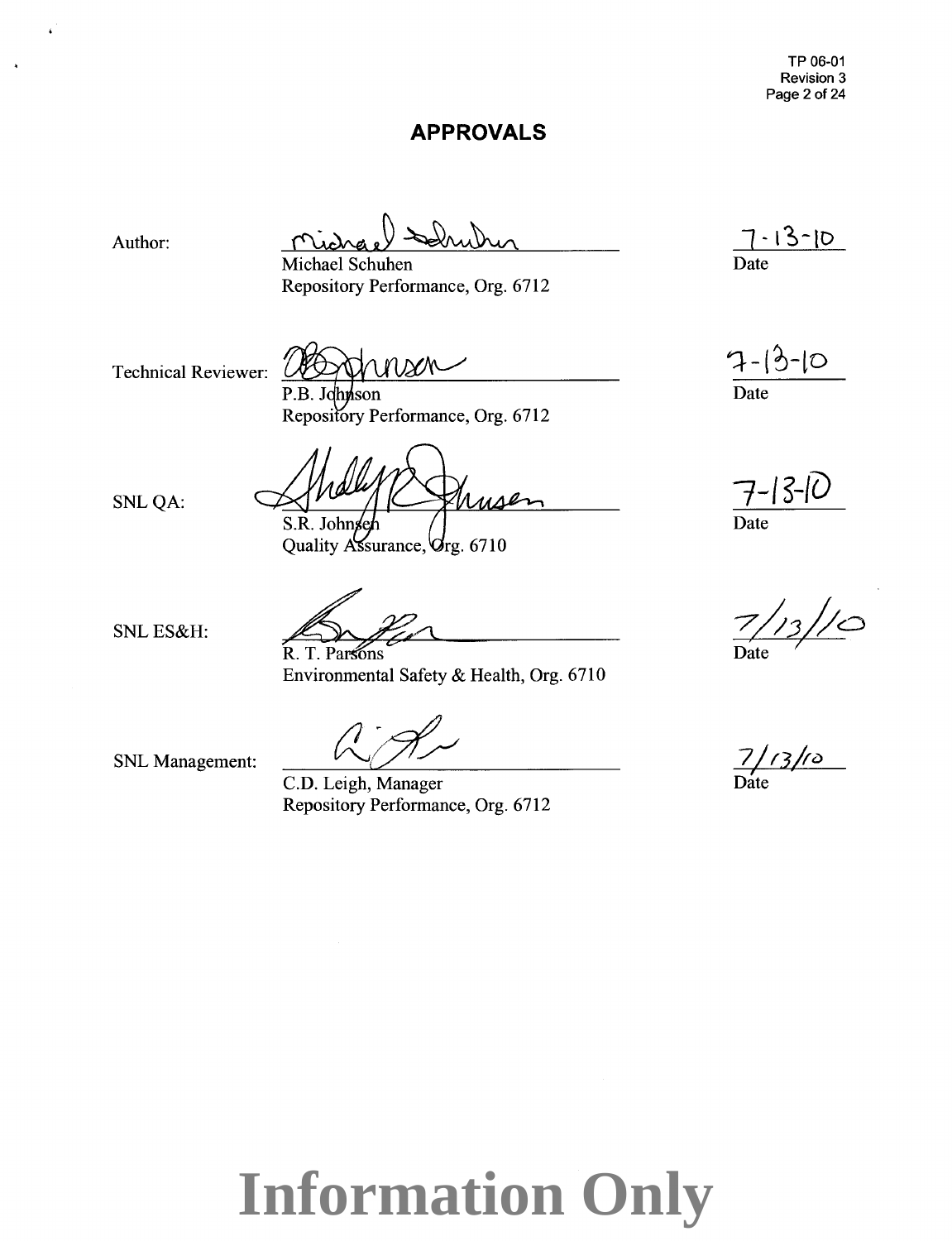# APPROVALS

Author: Michael Schuhen — Date: 7-13-10
Repository Performance, Org. 6712

Technical Reviewer: P.B. Johnson — Date: 7-13-10
Repository Performance, Org. 6712

SNL QA: S.R. Johnsen — Date: 7-13-10
Quality Assurance, Org. 6710

SNL ES&H: R. T. Parsons — Date: 7/13/10
Environmental Safety & Health, Org. 6710

SNL Management: C.D. Leigh, Manager — Date: 7/13/10
Repository Performance, Org. 6712

**Information Only**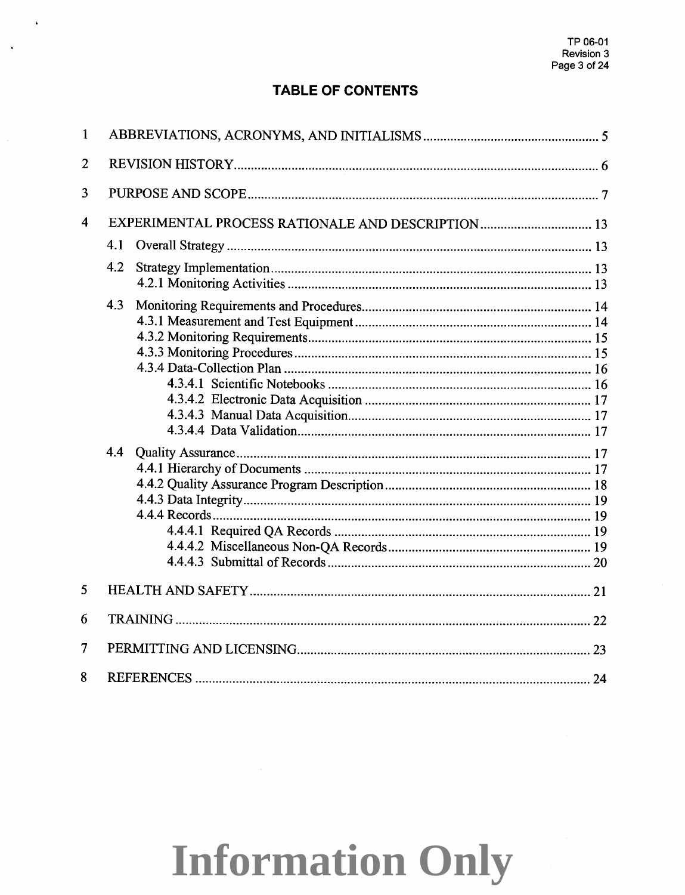# TABLE OF CONTENTS

1 ABBREVIATIONS, ACRONYMS, AND INITIALISMS ........ 5

2 REVISION HISTORY ........ 6

3 PURPOSE AND SCOPE ........ 7

4 EXPERIMENTAL PROCESS RATIONALE AND DESCRIPTION ........ 13

- 4.1 Overall Strategy ........ 13
- 4.2 Strategy Implementation ........ 13
  - 4.2.1 Monitoring Activities ........ 13
- 4.3 Monitoring Requirements and Procedures ........ 14
  - 4.3.1 Measurement and Test Equipment ........ 14
  - 4.3.2 Monitoring Requirements ........ 15
  - 4.3.3 Monitoring Procedures ........ 15
  - 4.3.4 Data-Collection Plan ........ 16
    - 4.3.4.1 Scientific Notebooks ........ 16
    - 4.3.4.2 Electronic Data Acquisition ........ 17
    - 4.3.4.3 Manual Data Acquisition ........ 17
    - 4.3.4.4 Data Validation ........ 17
- 4.4 Quality Assurance ........ 17
  - 4.4.1 Hierarchy of Documents ........ 17
  - 4.4.2 Quality Assurance Program Description ........ 18
  - 4.4.3 Data Integrity ........ 19
  - 4.4.4 Records ........ 19
    - 4.4.4.1 Required QA Records ........ 19
    - 4.4.4.2 Miscellaneous Non-QA Records ........ 19
    - 4.4.4.3 Submittal of Records ........ 20

5 HEALTH AND SAFETY ........ 21

6 TRAINING ........ 22

7 PERMITTING AND LICENSING ........ 23

8 REFERENCES ........ 24

Information Only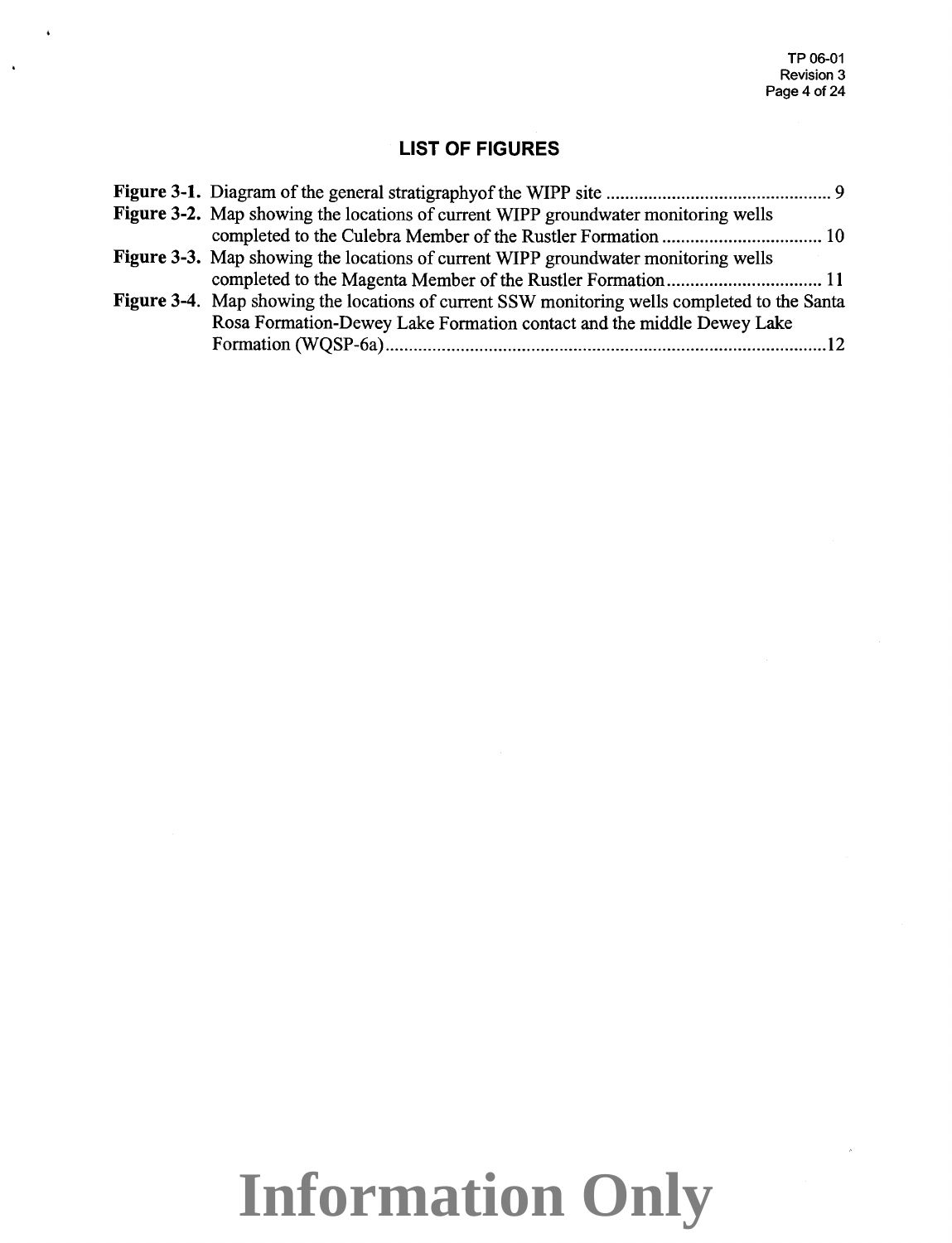## LIST OF FIGURES

**Figure 3-1.** Diagram of the general stratigraphyof the WIPP site ................................................ 9

**Figure 3-2.** Map showing the locations of current WIPP groundwater monitoring wells completed to the Culebra Member of the Rustler Formation .................................. 10

**Figure 3-3.** Map showing the locations of current WIPP groundwater monitoring wells completed to the Magenta Member of the Rustler Formation................................. 11

**Figure 3-4.** Map showing the locations of current SSW monitoring wells completed to the Santa Rosa Formation-Dewey Lake Formation contact and the middle Dewey Lake Formation (WQSP-6a)..............................................................................................12

Information Only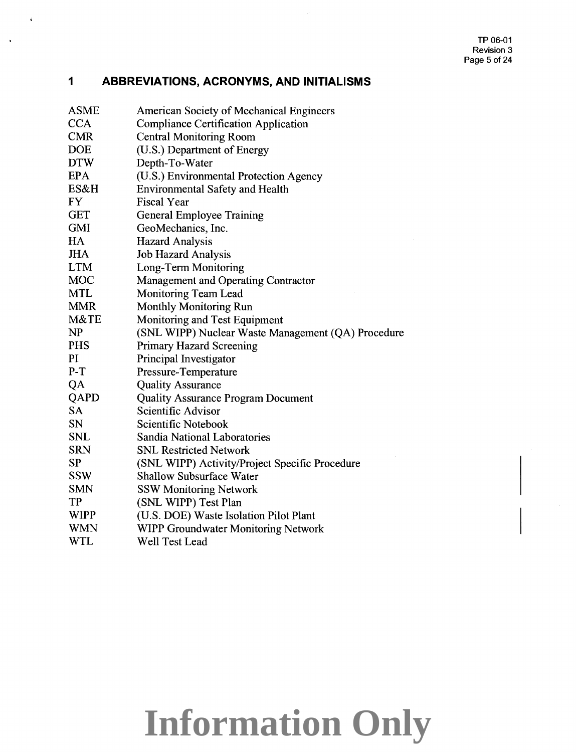# 1 ABBREVIATIONS, ACRONYMS, AND INITIALISMS

| | |
|---|---|
| ASME | American Society of Mechanical Engineers |
| CCA | Compliance Certification Application |
| CMR | Central Monitoring Room |
| DOE | (U.S.) Department of Energy |
| DTW | Depth-To-Water |
| EPA | (U.S.) Environmental Protection Agency |
| ES&H | Environmental Safety and Health |
| FY | Fiscal Year |
| GET | General Employee Training |
| GMI | GeoMechanics, Inc. |
| HA | Hazard Analysis |
| JHA | Job Hazard Analysis |
| LTM | Long-Term Monitoring |
| MOC | Management and Operating Contractor |
| MTL | Monitoring Team Lead |
| MMR | Monthly Monitoring Run |
| M&TE | Monitoring and Test Equipment |
| NP | (SNL WIPP) Nuclear Waste Management (QA) Procedure |
| PHS | Primary Hazard Screening |
| PI | Principal Investigator |
| P-T | Pressure-Temperature |
| QA | Quality Assurance |
| QAPD | Quality Assurance Program Document |
| SA | Scientific Advisor |
| SN | Scientific Notebook |
| SNL | Sandia National Laboratories |
| SRN | SNL Restricted Network |
| SP | (SNL WIPP) Activity/Project Specific Procedure |
| SSW | Shallow Subsurface Water |
| SMN | SSW Monitoring Network |
| TP | (SNL WIPP) Test Plan |
| WIPP | (U.S. DOE) Waste Isolation Pilot Plant |
| WMN | WIPP Groundwater Monitoring Network |
| WTL | Well Test Lead |

Information Only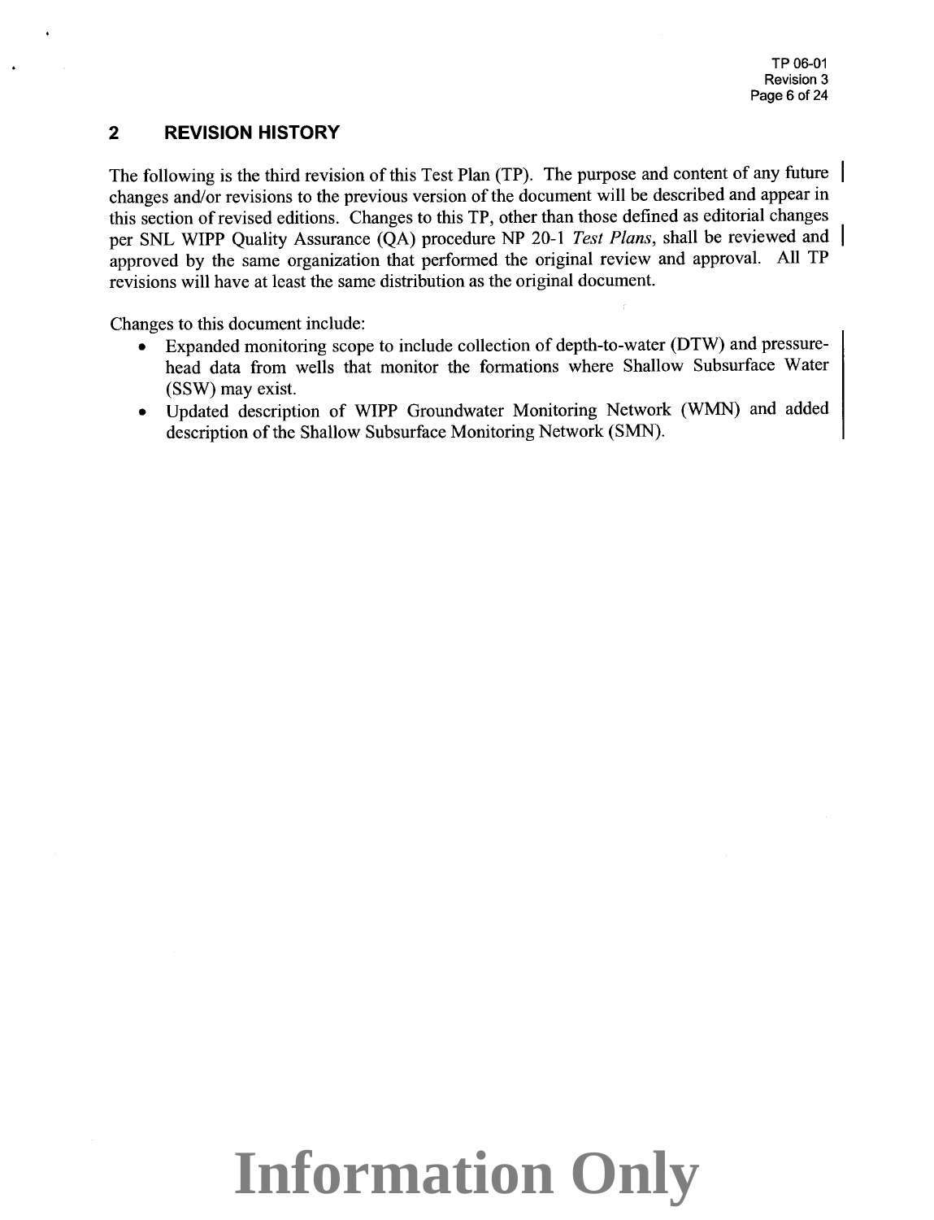## 2 REVISION HISTORY

The following is the third revision of this Test Plan (TP). The purpose and content of any future changes and/or revisions to the previous version of the document will be described and appear in this section of revised editions. Changes to this TP, other than those defined as editorial changes per SNL WIPP Quality Assurance (QA) procedure NP 20-1 *Test Plans*, shall be reviewed and approved by the same organization that performed the original review and approval. All TP revisions will have at least the same distribution as the original document.

Changes to this document include:

- Expanded monitoring scope to include collection of depth-to-water (DTW) and pressure-head data from wells that monitor the formations where Shallow Subsurface Water (SSW) may exist.
- Updated description of WIPP Groundwater Monitoring Network (WMN) and added description of the Shallow Subsurface Monitoring Network (SMN).

Information Only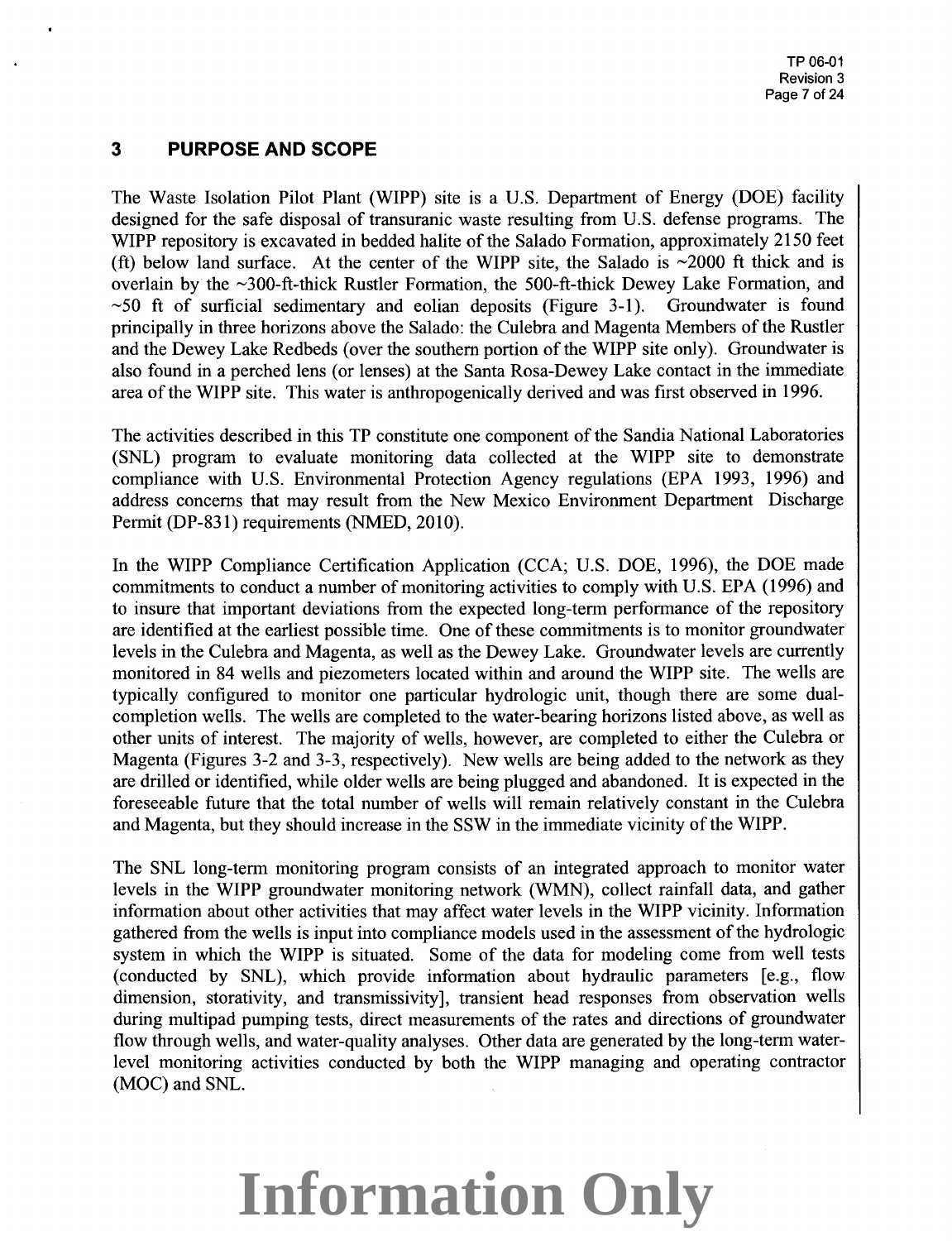## 3 PURPOSE AND SCOPE

The Waste Isolation Pilot Plant (WIPP) site is a U.S. Department of Energy (DOE) facility designed for the safe disposal of transuranic waste resulting from U.S. defense programs. The WIPP repository is excavated in bedded halite of the Salado Formation, approximately 2150 feet (ft) below land surface. At the center of the WIPP site, the Salado is ~2000 ft thick and is overlain by the ~300-ft-thick Rustler Formation, the 500-ft-thick Dewey Lake Formation, and ~50 ft of surficial sedimentary and eolian deposits (Figure 3-1). Groundwater is found principally in three horizons above the Salado: the Culebra and Magenta Members of the Rustler and the Dewey Lake Redbeds (over the southern portion of the WIPP site only). Groundwater is also found in a perched lens (or lenses) at the Santa Rosa-Dewey Lake contact in the immediate area of the WIPP site. This water is anthropogenically derived and was first observed in 1996.

The activities described in this TP constitute one component of the Sandia National Laboratories (SNL) program to evaluate monitoring data collected at the WIPP site to demonstrate compliance with U.S. Environmental Protection Agency regulations (EPA 1993, 1996) and address concerns that may result from the New Mexico Environment Department Discharge Permit (DP-831) requirements (NMED, 2010).

In the WIPP Compliance Certification Application (CCA; U.S. DOE, 1996), the DOE made commitments to conduct a number of monitoring activities to comply with U.S. EPA (1996) and to insure that important deviations from the expected long-term performance of the repository are identified at the earliest possible time. One of these commitments is to monitor groundwater levels in the Culebra and Magenta, as well as the Dewey Lake. Groundwater levels are currently monitored in 84 wells and piezometers located within and around the WIPP site. The wells are typically configured to monitor one particular hydrologic unit, though there are some dual-completion wells. The wells are completed to the water-bearing horizons listed above, as well as other units of interest. The majority of wells, however, are completed to either the Culebra or Magenta (Figures 3-2 and 3-3, respectively). New wells are being added to the network as they are drilled or identified, while older wells are being plugged and abandoned. It is expected in the foreseeable future that the total number of wells will remain relatively constant in the Culebra and Magenta, but they should increase in the SSW in the immediate vicinity of the WIPP.

The SNL long-term monitoring program consists of an integrated approach to monitor water levels in the WIPP groundwater monitoring network (WMN), collect rainfall data, and gather information about other activities that may affect water levels in the WIPP vicinity. Information gathered from the wells is input into compliance models used in the assessment of the hydrologic system in which the WIPP is situated. Some of the data for modeling come from well tests (conducted by SNL), which provide information about hydraulic parameters [e.g., flow dimension, storativity, and transmissivity], transient head responses from observation wells during multipad pumping tests, direct measurements of the rates and directions of groundwater flow through wells, and water-quality analyses. Other data are generated by the long-term water-level monitoring activities conducted by both the WIPP managing and operating contractor (MOC) and SNL.

Information Only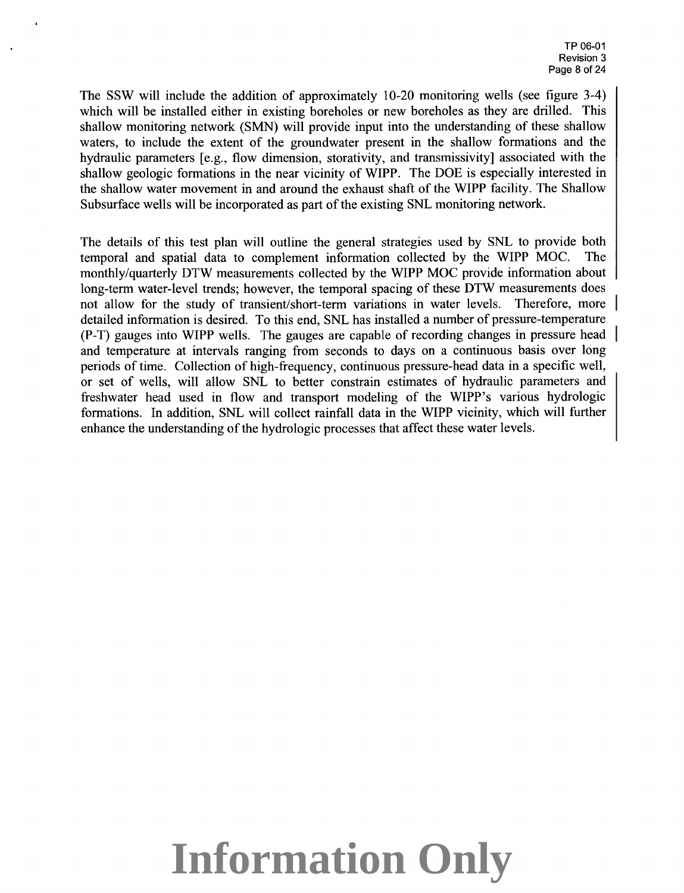The SSW will include the addition of approximately 10-20 monitoring wells (see figure 3-4) which will be installed either in existing boreholes or new boreholes as they are drilled. This shallow monitoring network (SMN) will provide input into the understanding of these shallow waters, to include the extent of the groundwater present in the shallow formations and the hydraulic parameters [e.g., flow dimension, storativity, and transmissivity] associated with the shallow geologic formations in the near vicinity of WIPP. The DOE is especially interested in the shallow water movement in and around the exhaust shaft of the WIPP facility. The Shallow Subsurface wells will be incorporated as part of the existing SNL monitoring network.

The details of this test plan will outline the general strategies used by SNL to provide both temporal and spatial data to complement information collected by the WIPP MOC. The monthly/quarterly DTW measurements collected by the WIPP MOC provide information about long-term water-level trends; however, the temporal spacing of these DTW measurements does not allow for the study of transient/short-term variations in water levels. Therefore, more detailed information is desired. To this end, SNL has installed a number of pressure-temperature (P-T) gauges into WIPP wells. The gauges are capable of recording changes in pressure head and temperature at intervals ranging from seconds to days on a continuous basis over long periods of time. Collection of high-frequency, continuous pressure-head data in a specific well, or set of wells, will allow SNL to better constrain estimates of hydraulic parameters and freshwater head used in flow and transport modeling of the WIPP's various hydrologic formations. In addition, SNL will collect rainfall data in the WIPP vicinity, which will further enhance the understanding of the hydrologic processes that affect these water levels.

**Information Only**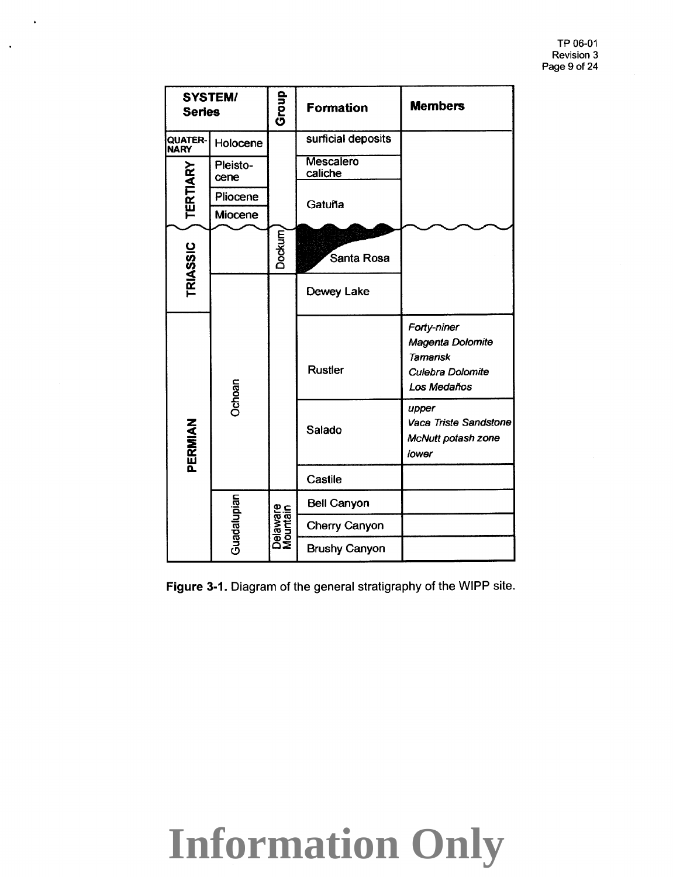| SYSTEM/ | Series | Group | Formation | Members |
|---|---|---|---|---|
| QUATERNARY | Holocene | | surficial deposits | |
| TERTIARY | Pleistocene | | Mescalero caliche | |
| | Pliocene | | Gatuña | |
| | Miocene | | | |
| TRIASSIC | | Dockum | Santa Rosa | |
| | Ochoan | | Dewey Lake | |
| PERMIAN | | | Rustler | *Forty-niner*<br>*Magenta Dolomite*<br>*Tamarisk*<br>*Culebra Dolomite*<br>*Los Medaños* |
| | | | Salado | *upper*<br>*Vaca Triste Sandstone*<br>*McNutt potash zone*<br>*lower* |
| | | | Castile | |
| | Guadalupian | Delaware Mountain | Bell Canyon | |
| | | | Cherry Canyon | |
| | | | Brushy Canyon | |

**Figure 3-1.** Diagram of the general stratigraphy of the WIPP site.

# Information Only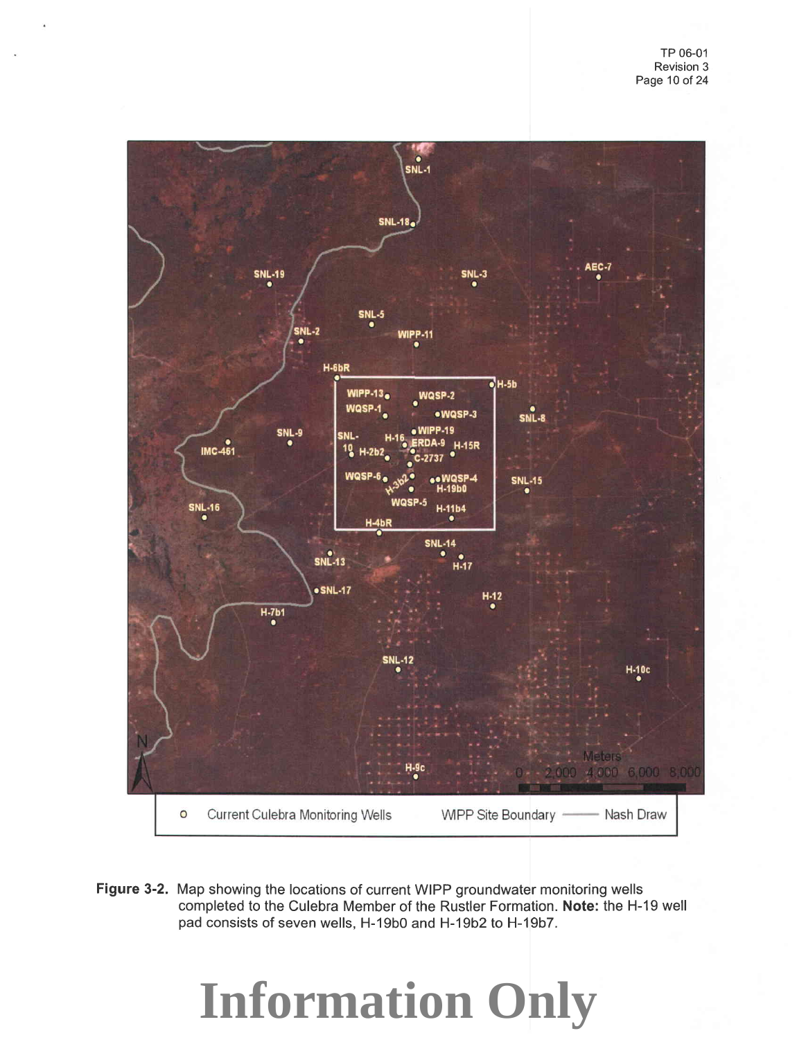**Figure 3-2.** Map showing the locations of current WIPP groundwater monitoring wells completed to the Culebra Member of the Rustler Formation. **Note:** the H-19 well pad consists of seven wells, H-19b0 and H-19b2 to H-19b7.

# Information Only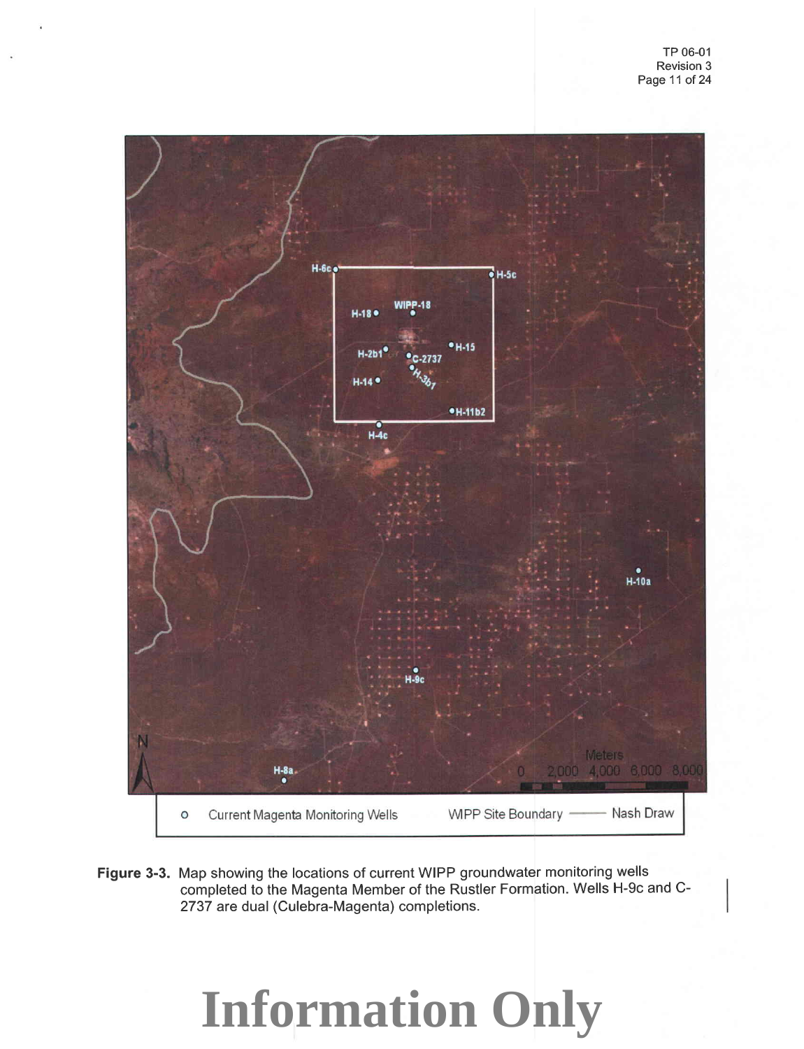Figure 3-3. Map showing the locations of current WIPP groundwater monitoring wells completed to the Magenta Member of the Rustler Formation. Wells H-9c and C-2737 are dual (Culebra-Magenta) completions.

Information Only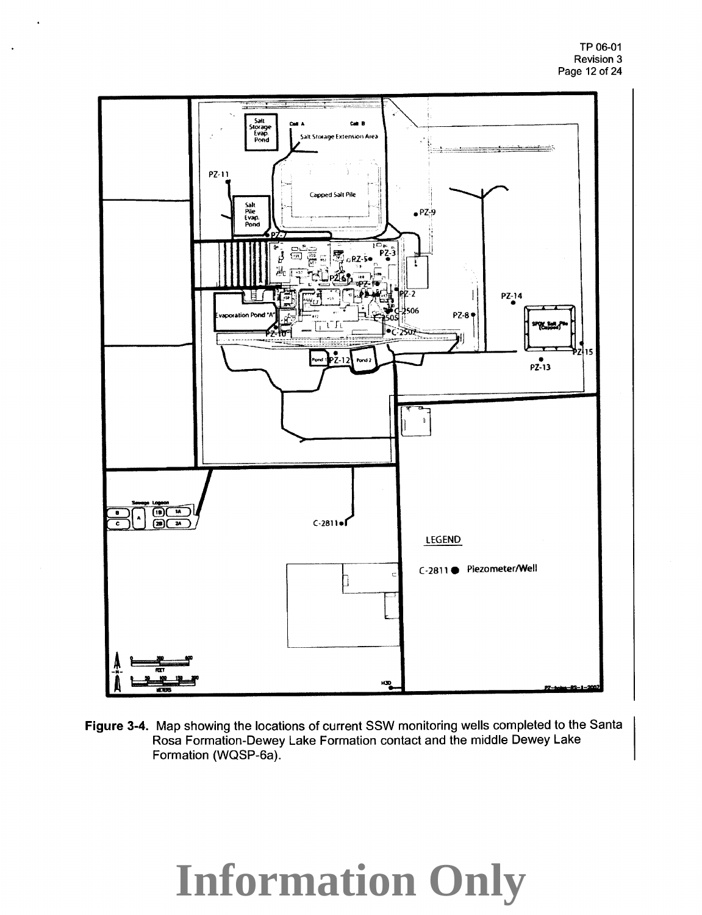**Figure 3-4.** Map showing the locations of current SSW monitoring wells completed to the Santa Rosa Formation-Dewey Lake Formation contact and the middle Dewey Lake Formation (WQSP-6a).

# Information Only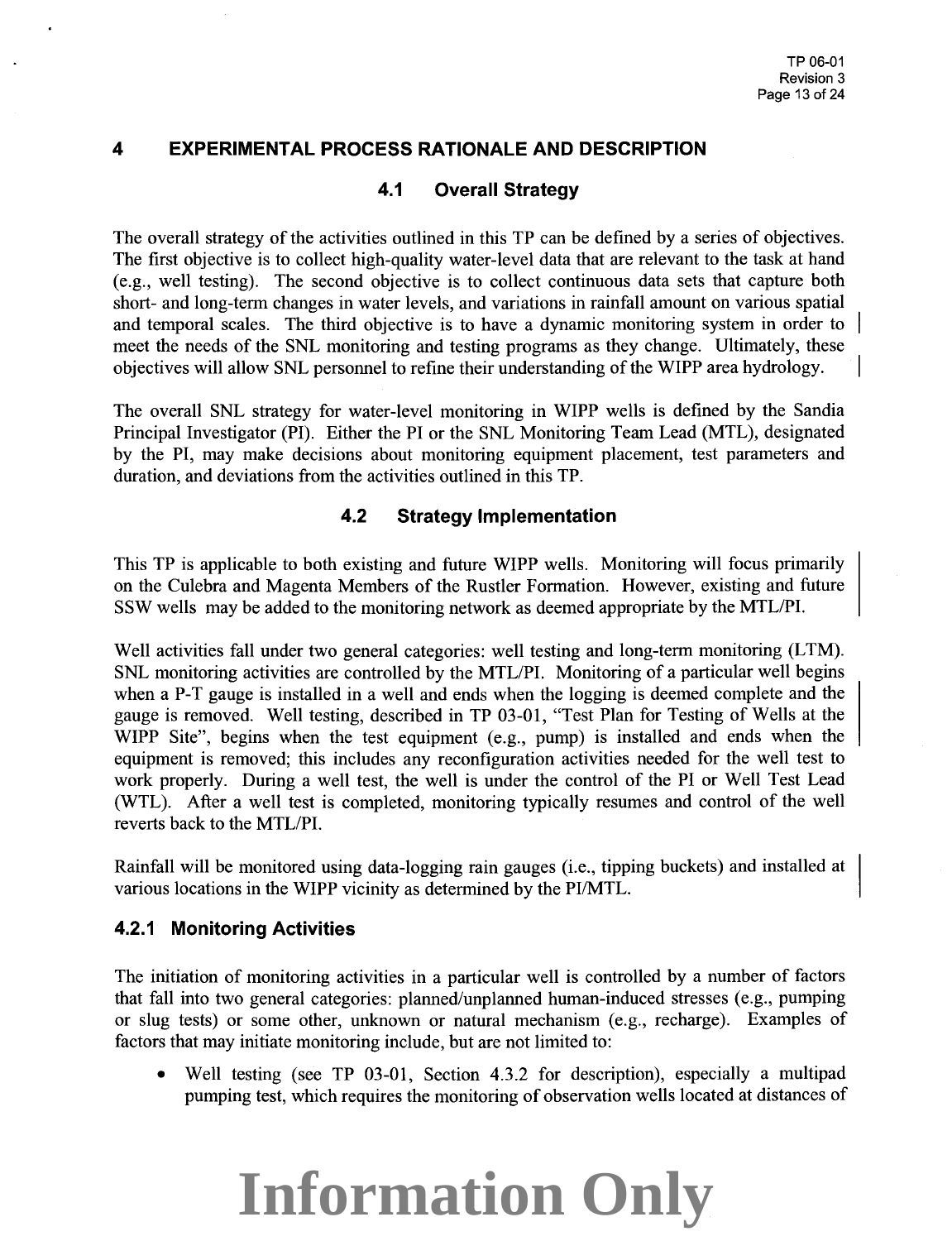# 4 EXPERIMENTAL PROCESS RATIONALE AND DESCRIPTION

## 4.1 Overall Strategy

The overall strategy of the activities outlined in this TP can be defined by a series of objectives. The first objective is to collect high-quality water-level data that are relevant to the task at hand (e.g., well testing). The second objective is to collect continuous data sets that capture both short- and long-term changes in water levels, and variations in rainfall amount on various spatial and temporal scales. The third objective is to have a dynamic monitoring system in order to meet the needs of the SNL monitoring and testing programs as they change. Ultimately, these objectives will allow SNL personnel to refine their understanding of the WIPP area hydrology.

The overall SNL strategy for water-level monitoring in WIPP wells is defined by the Sandia Principal Investigator (PI). Either the PI or the SNL Monitoring Team Lead (MTL), designated by the PI, may make decisions about monitoring equipment placement, test parameters and duration, and deviations from the activities outlined in this TP.

## 4.2 Strategy Implementation

This TP is applicable to both existing and future WIPP wells. Monitoring will focus primarily on the Culebra and Magenta Members of the Rustler Formation. However, existing and future SSW wells may be added to the monitoring network as deemed appropriate by the MTL/PI.

Well activities fall under two general categories: well testing and long-term monitoring (LTM). SNL monitoring activities are controlled by the MTL/PI. Monitoring of a particular well begins when a P-T gauge is installed in a well and ends when the logging is deemed complete and the gauge is removed. Well testing, described in TP 03-01, "Test Plan for Testing of Wells at the WIPP Site", begins when the test equipment (e.g., pump) is installed and ends when the equipment is removed; this includes any reconfiguration activities needed for the well test to work properly. During a well test, the well is under the control of the PI or Well Test Lead (WTL). After a well test is completed, monitoring typically resumes and control of the well reverts back to the MTL/PI.

Rainfall will be monitored using data-logging rain gauges (i.e., tipping buckets) and installed at various locations in the WIPP vicinity as determined by the PI/MTL.

### 4.2.1 Monitoring Activities

The initiation of monitoring activities in a particular well is controlled by a number of factors that fall into two general categories: planned/unplanned human-induced stresses (e.g., pumping or slug tests) or some other, unknown or natural mechanism (e.g., recharge). Examples of factors that may initiate monitoring include, but are not limited to:

- Well testing (see TP 03-01, Section 4.3.2 for description), especially a multipad pumping test, which requires the monitoring of observation wells located at distances of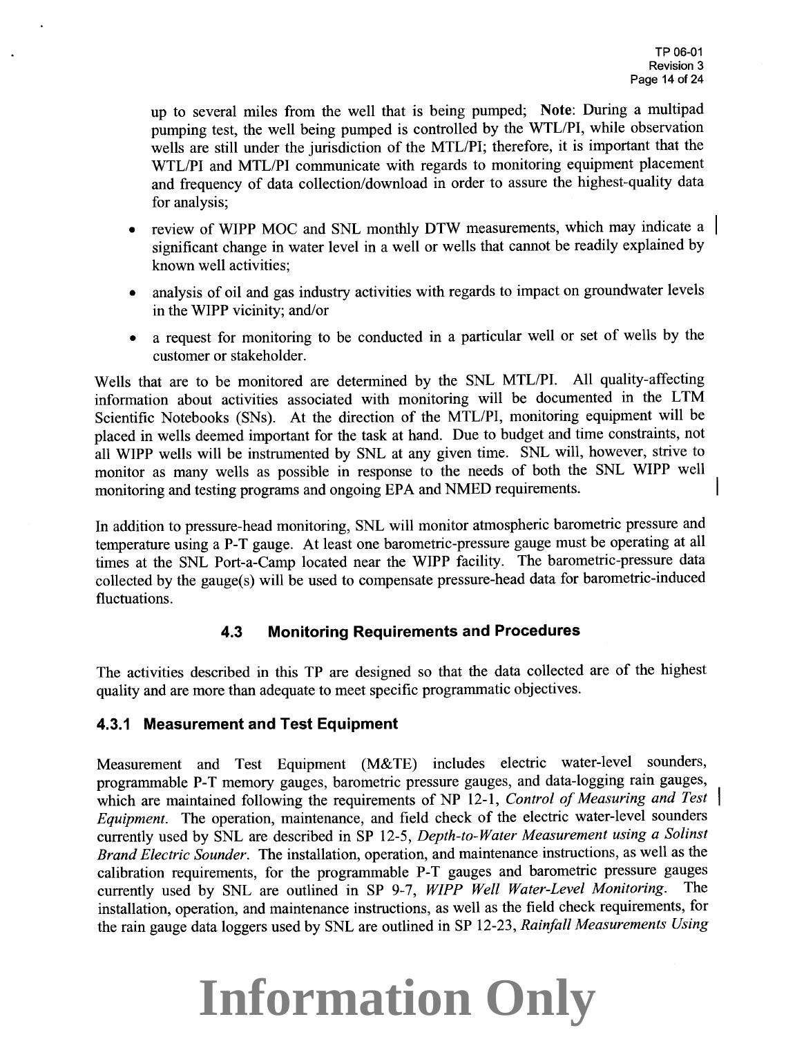up to several miles from the well that is being pumped; **Note**: During a multipad pumping test, the well being pumped is controlled by the WTL/PI, while observation wells are still under the jurisdiction of the MTL/PI; therefore, it is important that the WTL/PI and MTL/PI communicate with regards to monitoring equipment placement and frequency of data collection/download in order to assure the highest-quality data for analysis;

- review of WIPP MOC and SNL monthly DTW measurements, which may indicate a significant change in water level in a well or wells that cannot be readily explained by known well activities;
- analysis of oil and gas industry activities with regards to impact on groundwater levels in the WIPP vicinity; and/or
- a request for monitoring to be conducted in a particular well or set of wells by the customer or stakeholder.

Wells that are to be monitored are determined by the SNL MTL/PI. All quality-affecting information about activities associated with monitoring will be documented in the LTM Scientific Notebooks (SNs). At the direction of the MTL/PI, monitoring equipment will be placed in wells deemed important for the task at hand. Due to budget and time constraints, not all WIPP wells will be instrumented by SNL at any given time. SNL will, however, strive to monitor as many wells as possible in response to the needs of both the SNL WIPP well monitoring and testing programs and ongoing EPA and NMED requirements.

In addition to pressure-head monitoring, SNL will monitor atmospheric barometric pressure and temperature using a P-T gauge. At least one barometric-pressure gauge must be operating at all times at the SNL Port-a-Camp located near the WIPP facility. The barometric-pressure data collected by the gauge(s) will be used to compensate pressure-head data for barometric-induced fluctuations.

## 4.3 Monitoring Requirements and Procedures

The activities described in this TP are designed so that the data collected are of the highest quality and are more than adequate to meet specific programmatic objectives.

### 4.3.1 Measurement and Test Equipment

Measurement and Test Equipment (M&TE) includes electric water-level sounders, programmable P-T memory gauges, barometric pressure gauges, and data-logging rain gauges, which are maintained following the requirements of NP 12-1, *Control of Measuring and Test Equipment*. The operation, maintenance, and field check of the electric water-level sounders currently used by SNL are described in SP 12-5, *Depth-to-Water Measurement using a Solinst Brand Electric Sounder*. The installation, operation, and maintenance instructions, as well as the calibration requirements, for the programmable P-T gauges and barometric pressure gauges currently used by SNL are outlined in SP 9-7, *WIPP Well Water-Level Monitoring*. The installation, operation, and maintenance instructions, as well as the field check requirements, for the rain gauge data loggers used by SNL are outlined in SP 12-23, *Rainfall Measurements Using*

Information Only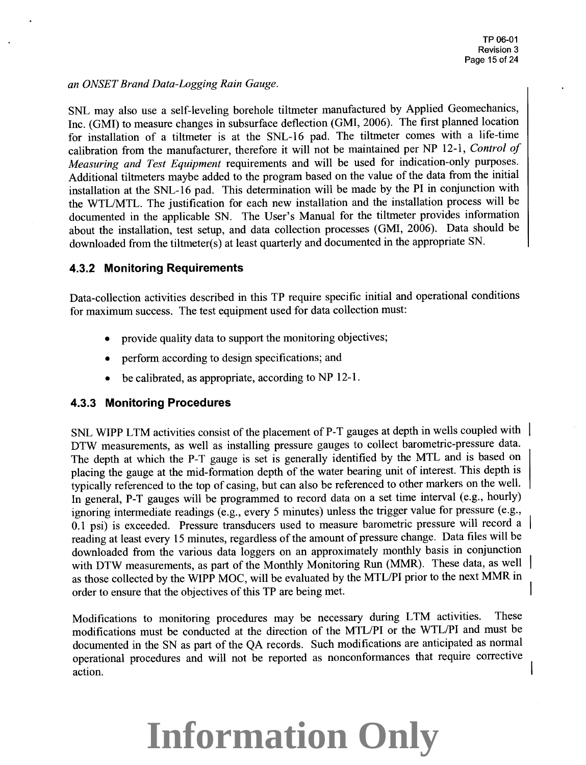*an ONSET Brand Data-Logging Rain Gauge.*

SNL may also use a self-leveling borehole tiltmeter manufactured by Applied Geomechanics, Inc. (GMI) to measure changes in subsurface deflection (GMI, 2006). The first planned location for installation of a tiltmeter is at the SNL-16 pad. The tiltmeter comes with a life-time calibration from the manufacturer, therefore it will not be maintained per NP 12-1, *Control of Measuring and Test Equipment* requirements and will be used for indication-only purposes. Additional tiltmeters maybe added to the program based on the value of the data from the initial installation at the SNL-16 pad. This determination will be made by the PI in conjunction with the WTL/MTL. The justification for each new installation and the installation process will be documented in the applicable SN. The User's Manual for the tiltmeter provides information about the installation, test setup, and data collection processes (GMI, 2006). Data should be downloaded from the tiltmeter(s) at least quarterly and documented in the appropriate SN.

### 4.3.2 Monitoring Requirements

Data-collection activities described in this TP require specific initial and operational conditions for maximum success. The test equipment used for data collection must:

- provide quality data to support the monitoring objectives;
- perform according to design specifications; and
- be calibrated, as appropriate, according to NP 12-1.

### 4.3.3 Monitoring Procedures

SNL WIPP LTM activities consist of the placement of P-T gauges at depth in wells coupled with DTW measurements, as well as installing pressure gauges to collect barometric-pressure data. The depth at which the P-T gauge is set is generally identified by the MTL and is based on placing the gauge at the mid-formation depth of the water bearing unit of interest. This depth is typically referenced to the top of casing, but can also be referenced to other markers on the well. In general, P-T gauges will be programmed to record data on a set time interval (e.g., hourly) ignoring intermediate readings (e.g., every 5 minutes) unless the trigger value for pressure (e.g., 0.1 psi) is exceeded. Pressure transducers used to measure barometric pressure will record a reading at least every 15 minutes, regardless of the amount of pressure change. Data files will be downloaded from the various data loggers on an approximately monthly basis in conjunction with DTW measurements, as part of the Monthly Monitoring Run (MMR). These data, as well as those collected by the WIPP MOC, will be evaluated by the MTL/PI prior to the next MMR in order to ensure that the objectives of this TP are being met.

Modifications to monitoring procedures may be necessary during LTM activities. These modifications must be conducted at the direction of the MTL/PI or the WTL/PI and must be documented in the SN as part of the QA records. Such modifications are anticipated as normal operational procedures and will not be reported as nonconformances that require corrective action.

**Information Only**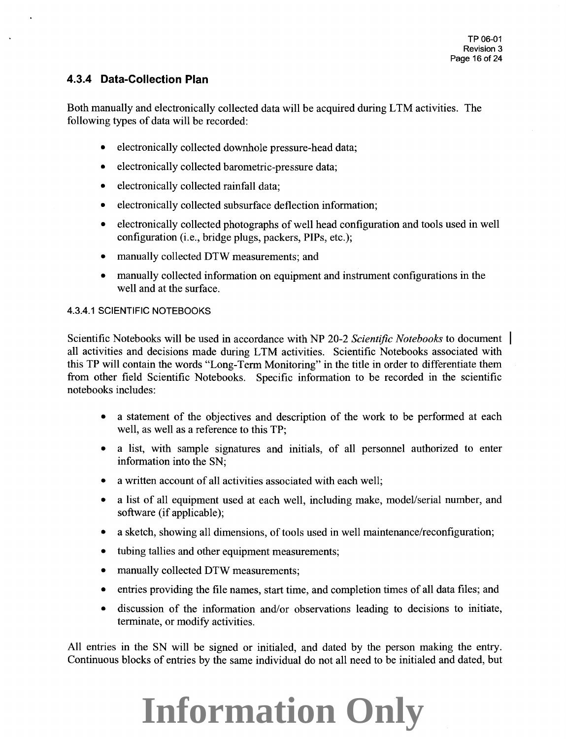### 4.3.4 Data-Collection Plan

Both manually and electronically collected data will be acquired during LTM activities. The following types of data will be recorded:

- electronically collected downhole pressure-head data;
- electronically collected barometric-pressure data;
- electronically collected rainfall data;
- electronically collected subsurface deflection information;
- electronically collected photographs of well head configuration and tools used in well configuration (i.e., bridge plugs, packers, PIPs, etc.);
- manually collected DTW measurements; and
- manually collected information on equipment and instrument configurations in the well and at the surface.

#### 4.3.4.1 SCIENTIFIC NOTEBOOKS

Scientific Notebooks will be used in accordance with NP 20-2 *Scientific Notebooks* to document all activities and decisions made during LTM activities. Scientific Notebooks associated with this TP will contain the words "Long-Term Monitoring" in the title in order to differentiate them from other field Scientific Notebooks. Specific information to be recorded in the scientific notebooks includes:

- a statement of the objectives and description of the work to be performed at each well, as well as a reference to this TP;
- a list, with sample signatures and initials, of all personnel authorized to enter information into the SN;
- a written account of all activities associated with each well;
- a list of all equipment used at each well, including make, model/serial number, and software (if applicable);
- a sketch, showing all dimensions, of tools used in well maintenance/reconfiguration;
- tubing tallies and other equipment measurements;
- manually collected DTW measurements;
- entries providing the file names, start time, and completion times of all data files; and
- discussion of the information and/or observations leading to decisions to initiate, terminate, or modify activities.

All entries in the SN will be signed or initialed, and dated by the person making the entry. Continuous blocks of entries by the same individual do not all need to be initialed and dated, but

**Information Only**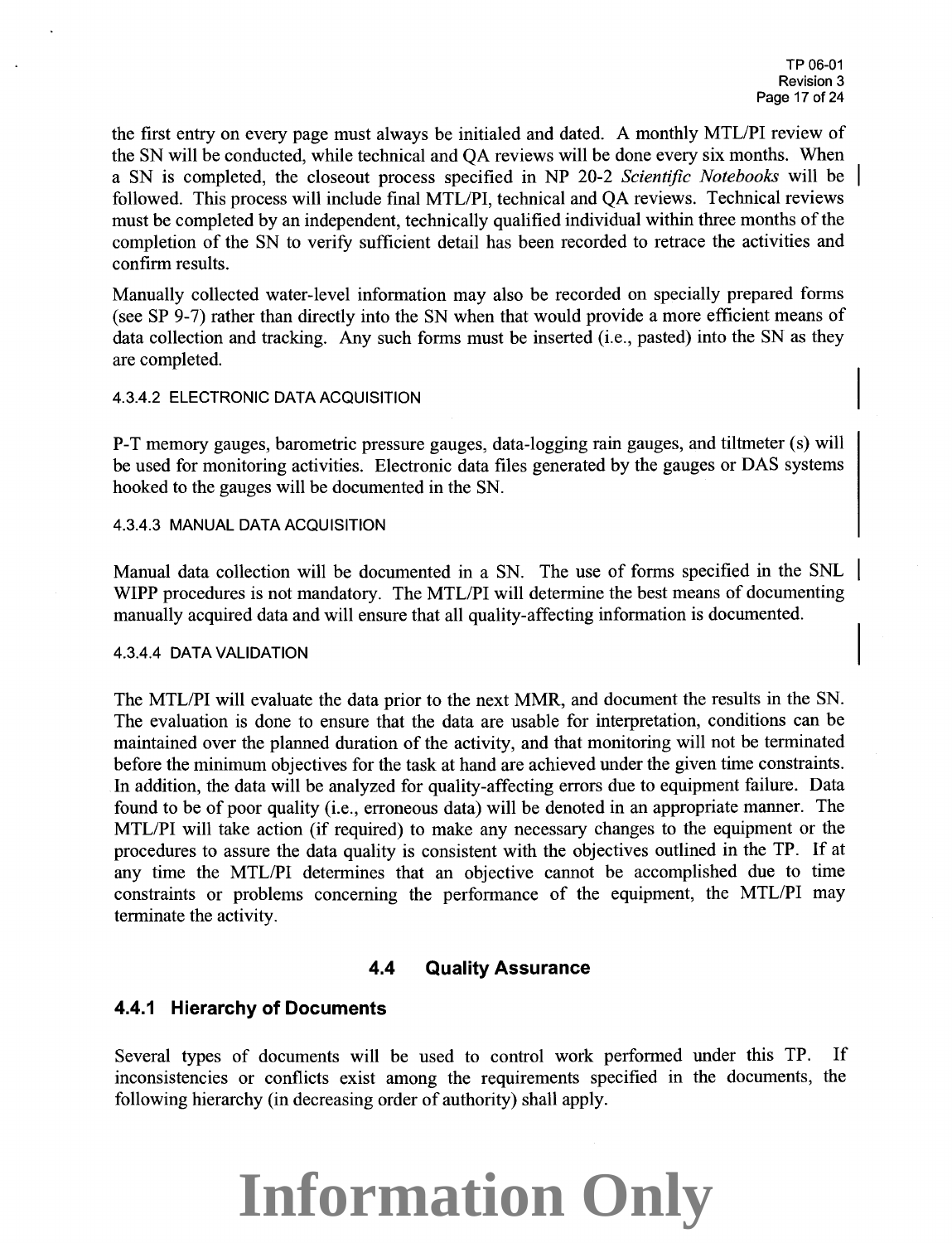the first entry on every page must always be initialed and dated. A monthly MTL/PI review of the SN will be conducted, while technical and QA reviews will be done every six months. When a SN is completed, the closeout process specified in NP 20-2 *Scientific Notebooks* will be followed. This process will include final MTL/PI, technical and QA reviews. Technical reviews must be completed by an independent, technically qualified individual within three months of the completion of the SN to verify sufficient detail has been recorded to retrace the activities and confirm results.

Manually collected water-level information may also be recorded on specially prepared forms (see SP 9-7) rather than directly into the SN when that would provide a more efficient means of data collection and tracking. Any such forms must be inserted (i.e., pasted) into the SN as they are completed.

#### 4.3.4.2 ELECTRONIC DATA ACQUISITION

P-T memory gauges, barometric pressure gauges, data-logging rain gauges, and tiltmeter (s) will be used for monitoring activities. Electronic data files generated by the gauges or DAS systems hooked to the gauges will be documented in the SN.

#### 4.3.4.3 MANUAL DATA ACQUISITION

Manual data collection will be documented in a SN. The use of forms specified in the SNL WIPP procedures is not mandatory. The MTL/PI will determine the best means of documenting manually acquired data and will ensure that all quality-affecting information is documented.

#### 4.3.4.4 DATA VALIDATION

The MTL/PI will evaluate the data prior to the next MMR, and document the results in the SN. The evaluation is done to ensure that the data are usable for interpretation, conditions can be maintained over the planned duration of the activity, and that monitoring will not be terminated before the minimum objectives for the task at hand are achieved under the given time constraints. In addition, the data will be analyzed for quality-affecting errors due to equipment failure. Data found to be of poor quality (i.e., erroneous data) will be denoted in an appropriate manner. The MTL/PI will take action (if required) to make any necessary changes to the equipment or the procedures to assure the data quality is consistent with the objectives outlined in the TP. If at any time the MTL/PI determines that an objective cannot be accomplished due to time constraints or problems concerning the performance of the equipment, the MTL/PI may terminate the activity.

## 4.4 Quality Assurance

### 4.4.1 Hierarchy of Documents

Several types of documents will be used to control work performed under this TP. If inconsistencies or conflicts exist among the requirements specified in the documents, the following hierarchy (in decreasing order of authority) shall apply.

**Information Only**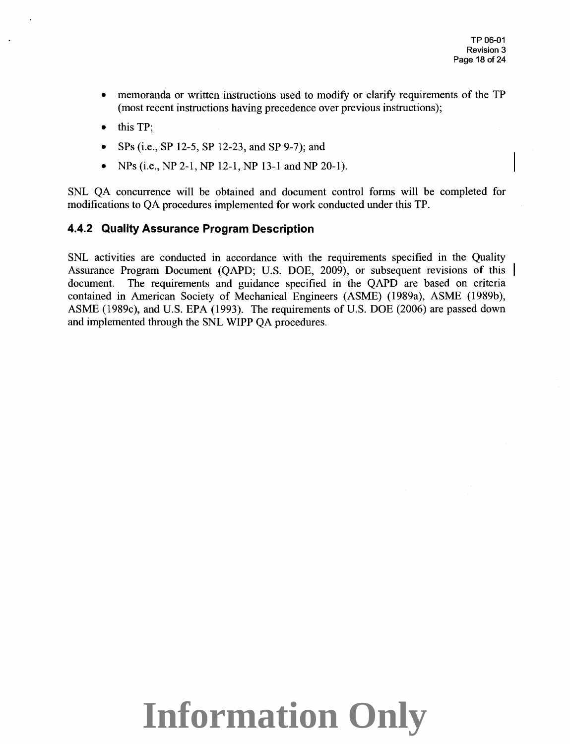- memoranda or written instructions used to modify or clarify requirements of the TP (most recent instructions having precedence over previous instructions);
- this TP;
- SPs (i.e., SP 12-5, SP 12-23, and SP 9-7); and
- NPs (i.e., NP 2-1, NP 12-1, NP 13-1 and NP 20-1).

SNL QA concurrence will be obtained and document control forms will be completed for modifications to QA procedures implemented for work conducted under this TP.

### 4.4.2 Quality Assurance Program Description

SNL activities are conducted in accordance with the requirements specified in the Quality Assurance Program Document (QAPD; U.S. DOE, 2009), or subsequent revisions of this document. The requirements and guidance specified in the QAPD are based on criteria contained in American Society of Mechanical Engineers (ASME) (1989a), ASME (1989b), ASME (1989c), and U.S. EPA (1993). The requirements of U.S. DOE (2006) are passed down and implemented through the SNL WIPP QA procedures.

Information Only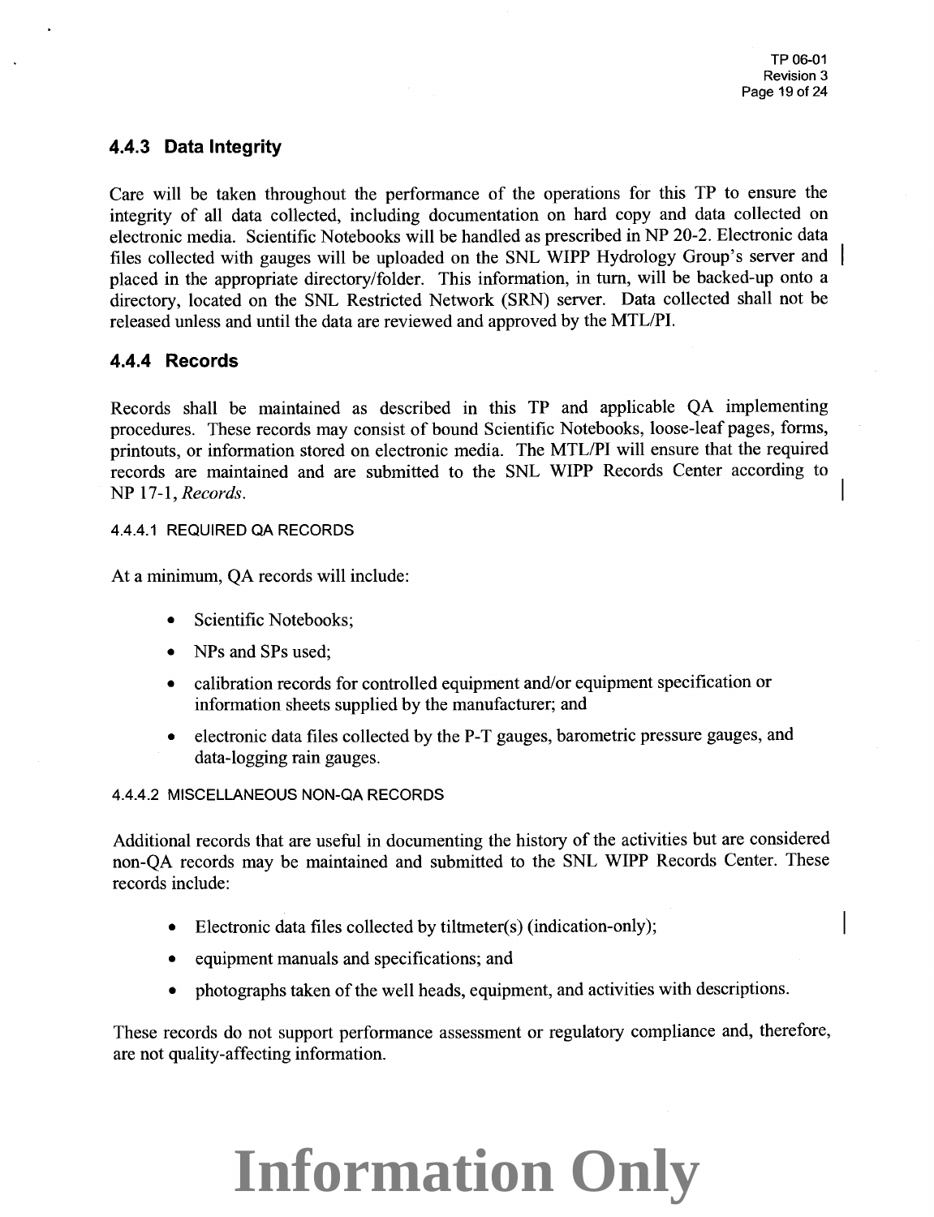### 4.4.3 Data Integrity

Care will be taken throughout the performance of the operations for this TP to ensure the integrity of all data collected, including documentation on hard copy and data collected on electronic media. Scientific Notebooks will be handled as prescribed in NP 20-2. Electronic data files collected with gauges will be uploaded on the SNL WIPP Hydrology Group's server and placed in the appropriate directory/folder. This information, in turn, will be backed-up onto a directory, located on the SNL Restricted Network (SRN) server. Data collected shall not be released unless and until the data are reviewed and approved by the MTL/PI.

### 4.4.4 Records

Records shall be maintained as described in this TP and applicable QA implementing procedures. These records may consist of bound Scientific Notebooks, loose-leaf pages, forms, printouts, or information stored on electronic media. The MTL/PI will ensure that the required records are maintained and are submitted to the SNL WIPP Records Center according to NP 17-1, *Records*.

#### 4.4.4.1 REQUIRED QA RECORDS

At a minimum, QA records will include:

- Scientific Notebooks;
- NPs and SPs used;
- calibration records for controlled equipment and/or equipment specification or information sheets supplied by the manufacturer; and
- electronic data files collected by the P-T gauges, barometric pressure gauges, and data-logging rain gauges.

#### 4.4.4.2 MISCELLANEOUS NON-QA RECORDS

Additional records that are useful in documenting the history of the activities but are considered non-QA records may be maintained and submitted to the SNL WIPP Records Center. These records include:

- Electronic data files collected by tiltmeter(s) (indication-only);
- equipment manuals and specifications; and
- photographs taken of the well heads, equipment, and activities with descriptions.

These records do not support performance assessment or regulatory compliance and, therefore, are not quality-affecting information.

**Information Only**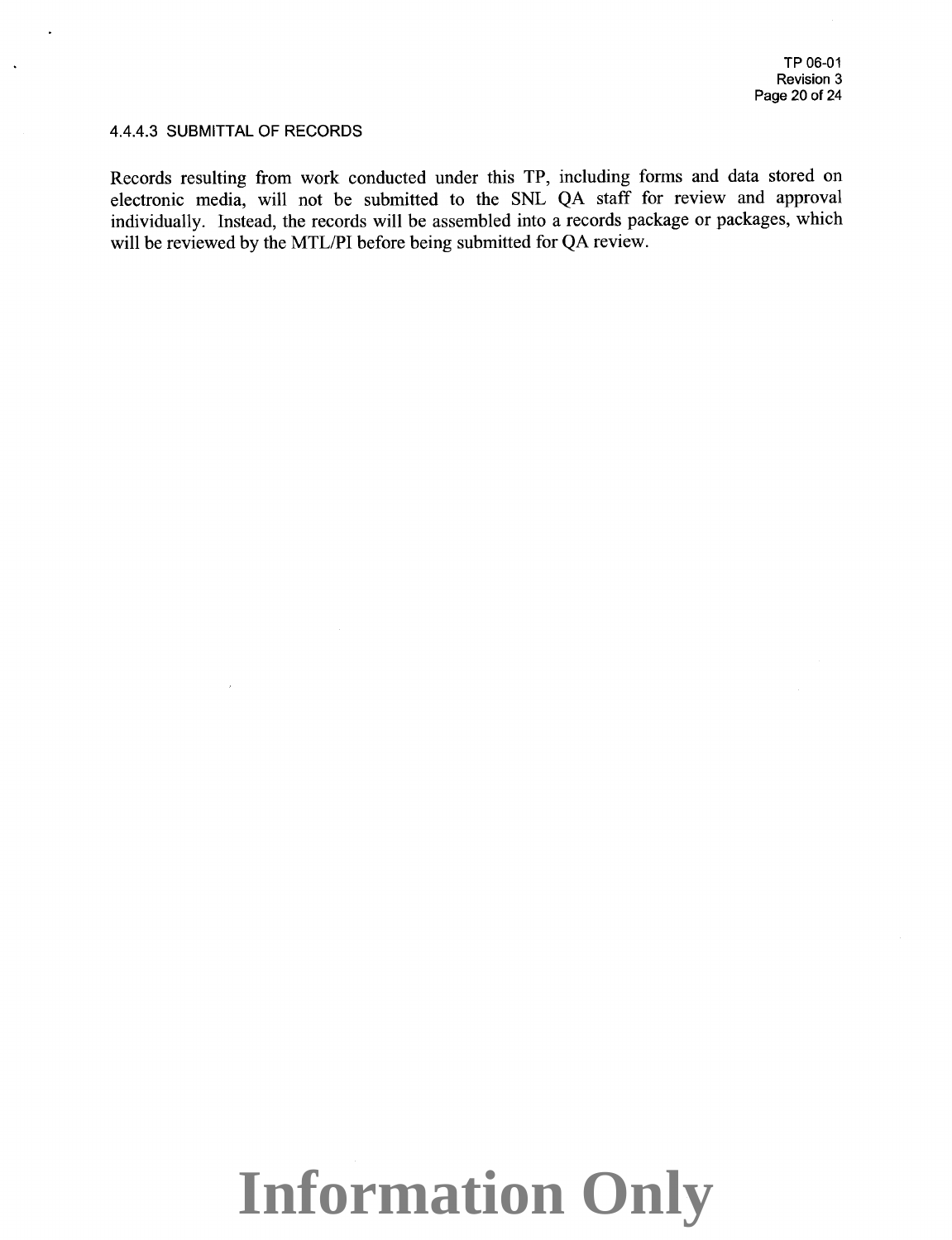#### 4.4.4.3 SUBMITTAL OF RECORDS

Records resulting from work conducted under this TP, including forms and data stored on electronic media, will not be submitted to the SNL QA staff for review and approval individually. Instead, the records will be assembled into a records package or packages, which will be reviewed by the MTL/PI before being submitted for QA review.

**Information Only**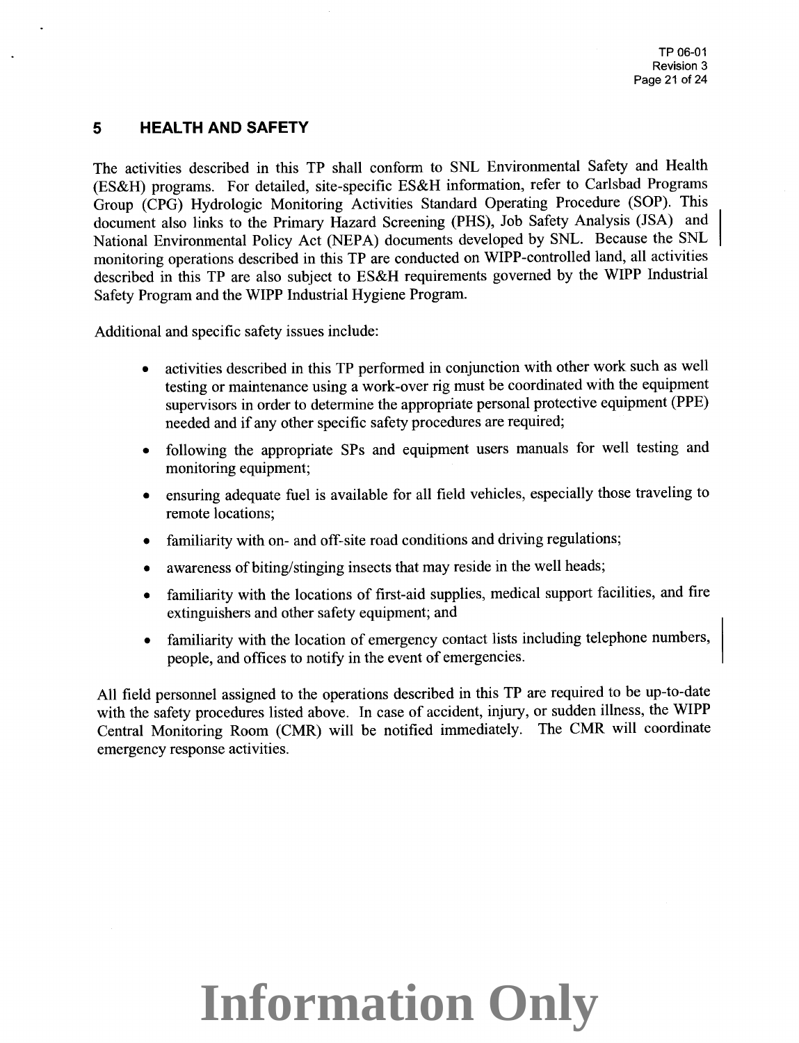## 5 HEALTH AND SAFETY

The activities described in this TP shall conform to SNL Environmental Safety and Health (ES&H) programs. For detailed, site-specific ES&H information, refer to Carlsbad Programs Group (CPG) Hydrologic Monitoring Activities Standard Operating Procedure (SOP). This document also links to the Primary Hazard Screening (PHS), Job Safety Analysis (JSA) and National Environmental Policy Act (NEPA) documents developed by SNL. Because the SNL monitoring operations described in this TP are conducted on WIPP-controlled land, all activities described in this TP are also subject to ES&H requirements governed by the WIPP Industrial Safety Program and the WIPP Industrial Hygiene Program.

Additional and specific safety issues include:

- activities described in this TP performed in conjunction with other work such as well testing or maintenance using a work-over rig must be coordinated with the equipment supervisors in order to determine the appropriate personal protective equipment (PPE) needed and if any other specific safety procedures are required;
- following the appropriate SPs and equipment users manuals for well testing and monitoring equipment;
- ensuring adequate fuel is available for all field vehicles, especially those traveling to remote locations;
- familiarity with on- and off-site road conditions and driving regulations;
- awareness of biting/stinging insects that may reside in the well heads;
- familiarity with the locations of first-aid supplies, medical support facilities, and fire extinguishers and other safety equipment; and
- familiarity with the location of emergency contact lists including telephone numbers, people, and offices to notify in the event of emergencies.

All field personnel assigned to the operations described in this TP are required to be up-to-date with the safety procedures listed above. In case of accident, injury, or sudden illness, the WIPP Central Monitoring Room (CMR) will be notified immediately. The CMR will coordinate emergency response activities.

Information Only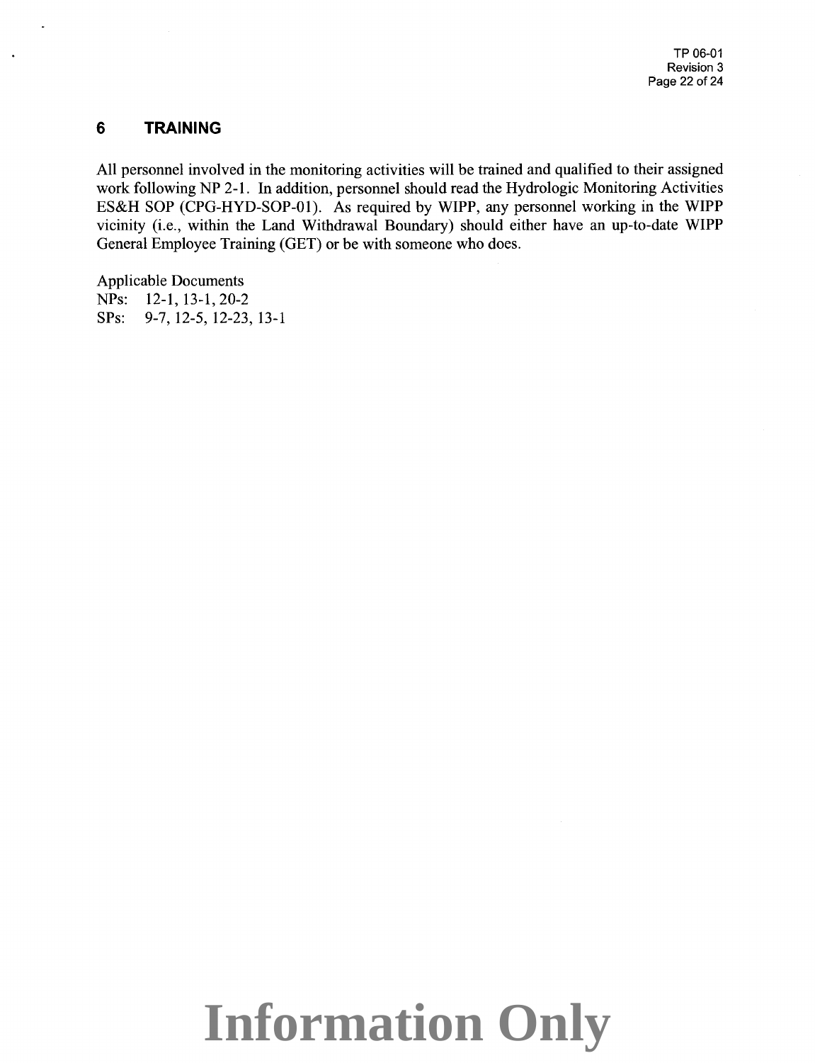## 6 TRAINING

All personnel involved in the monitoring activities will be trained and qualified to their assigned work following NP 2-1. In addition, personnel should read the Hydrologic Monitoring Activities ES&H SOP (CPG-HYD-SOP-01). As required by WIPP, any personnel working in the WIPP vicinity (i.e., within the Land Withdrawal Boundary) should either have an up-to-date WIPP General Employee Training (GET) or be with someone who does.

Applicable Documents
NPs: 12-1, 13-1, 20-2
SPs: 9-7, 12-5, 12-23, 13-1

**Information Only**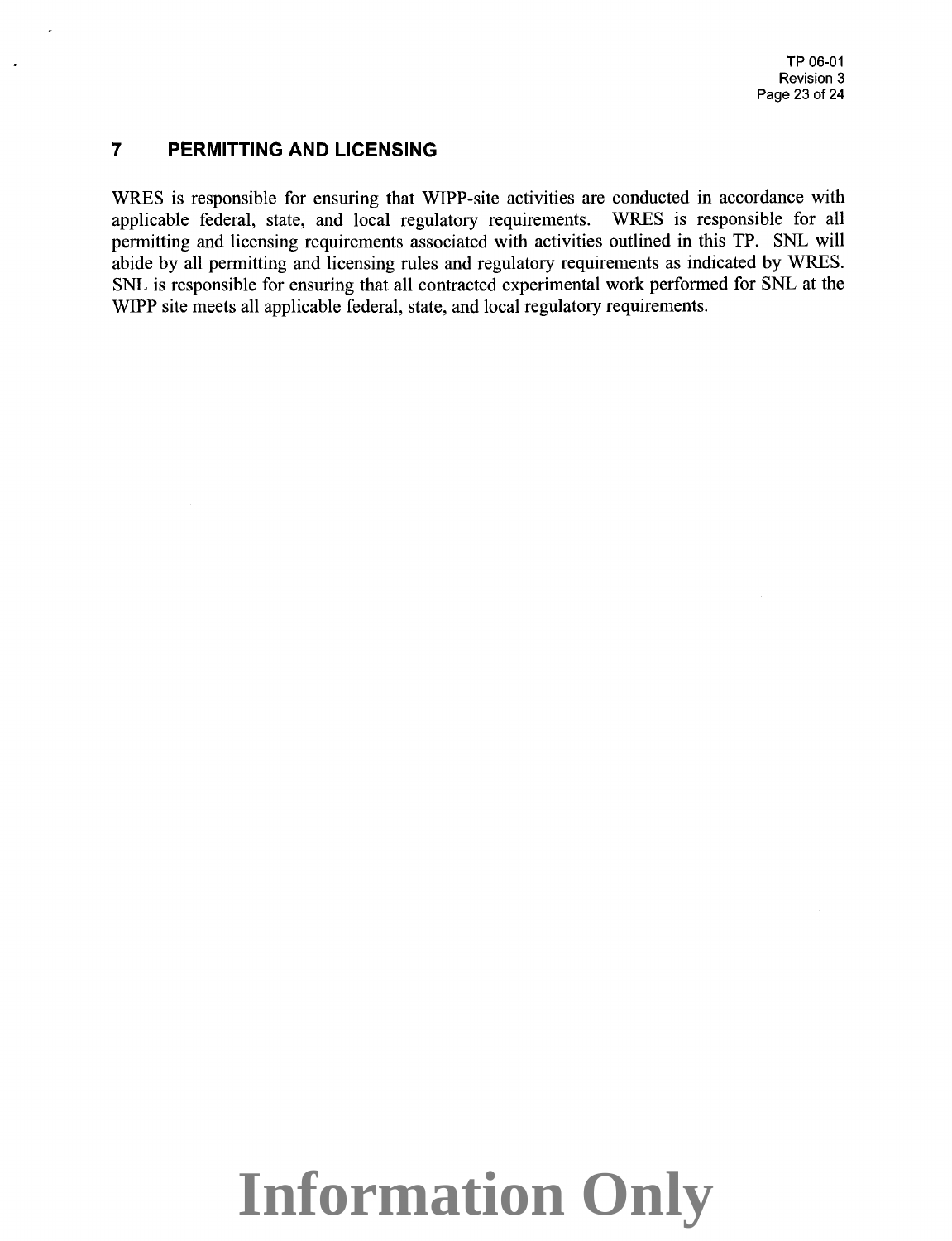# 7 PERMITTING AND LICENSING

WRES is responsible for ensuring that WIPP-site activities are conducted in accordance with applicable federal, state, and local regulatory requirements. WRES is responsible for all permitting and licensing requirements associated with activities outlined in this TP. SNL will abide by all permitting and licensing rules and regulatory requirements as indicated by WRES. SNL is responsible for ensuring that all contracted experimental work performed for SNL at the WIPP site meets all applicable federal, state, and local regulatory requirements.

Information Only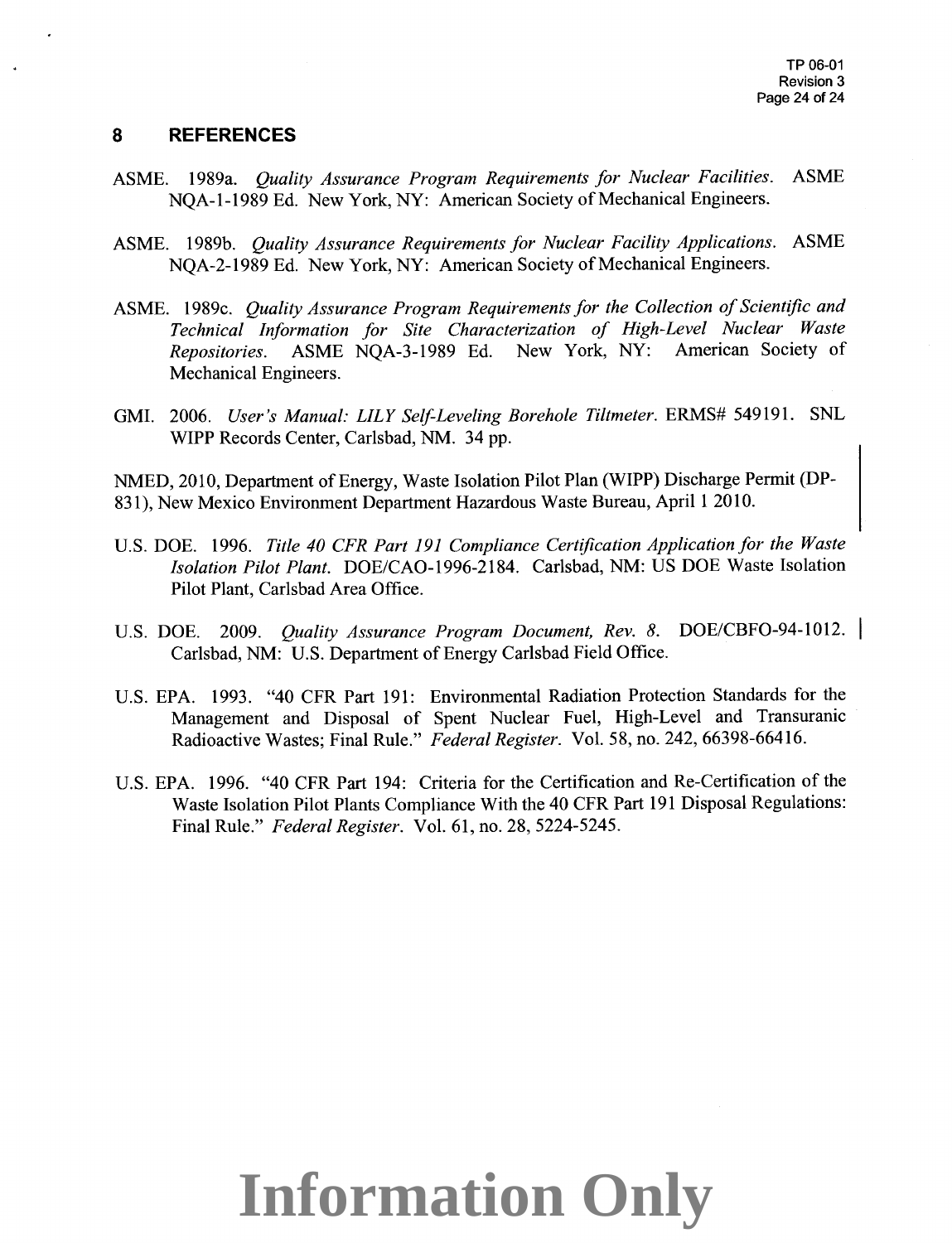## 8 REFERENCES

ASME. 1989a. *Quality Assurance Program Requirements for Nuclear Facilities*. ASME NQA-1-1989 Ed. New York, NY: American Society of Mechanical Engineers.

ASME. 1989b. *Quality Assurance Requirements for Nuclear Facility Applications*. ASME NQA-2-1989 Ed. New York, NY: American Society of Mechanical Engineers.

ASME. 1989c. *Quality Assurance Program Requirements for the Collection of Scientific and Technical Information for Site Characterization of High-Level Nuclear Waste Repositories*. ASME NQA-3-1989 Ed. New York, NY: American Society of Mechanical Engineers.

GMI. 2006. *User's Manual: LILY Self-Leveling Borehole Tiltmeter*. ERMS# 549191. SNL WIPP Records Center, Carlsbad, NM. 34 pp.

NMED, 2010, Department of Energy, Waste Isolation Pilot Plan (WIPP) Discharge Permit (DP-831), New Mexico Environment Department Hazardous Waste Bureau, April 1 2010.

U.S. DOE. 1996. *Title 40 CFR Part 191 Compliance Certification Application for the Waste Isolation Pilot Plant*. DOE/CAO-1996-2184. Carlsbad, NM: US DOE Waste Isolation Pilot Plant, Carlsbad Area Office.

U.S. DOE. 2009. *Quality Assurance Program Document, Rev. 8*. DOE/CBFO-94-1012. Carlsbad, NM: U.S. Department of Energy Carlsbad Field Office.

U.S. EPA. 1993. "40 CFR Part 191: Environmental Radiation Protection Standards for the Management and Disposal of Spent Nuclear Fuel, High-Level and Transuranic Radioactive Wastes; Final Rule." *Federal Register*. Vol. 58, no. 242, 66398-66416.

U.S. EPA. 1996. "40 CFR Part 194: Criteria for the Certification and Re-Certification of the Waste Isolation Pilot Plants Compliance With the 40 CFR Part 191 Disposal Regulations: Final Rule." *Federal Register*. Vol. 61, no. 28, 5224-5245.

**Information Only**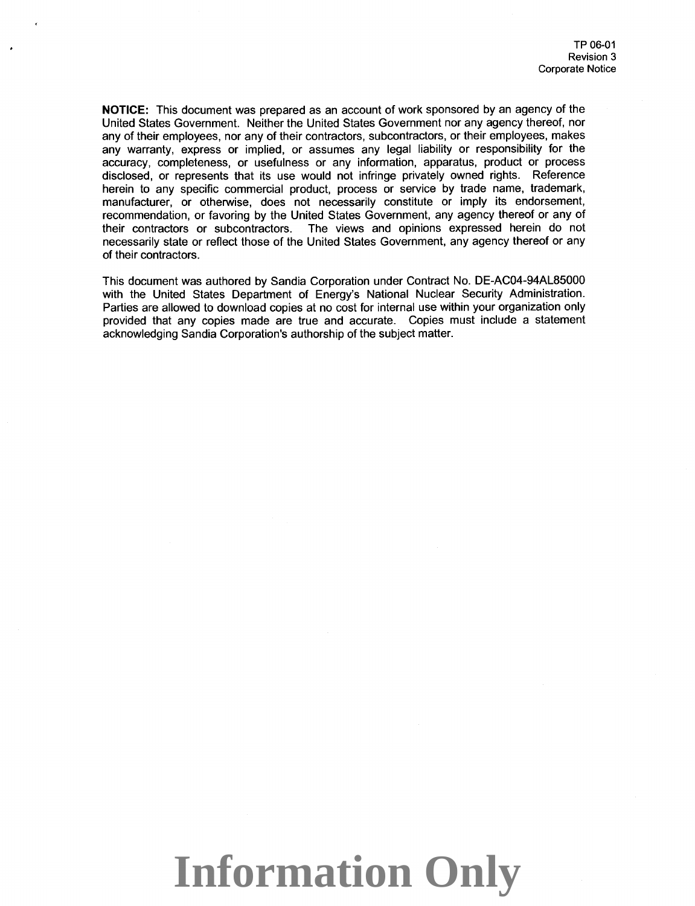**NOTICE:** This document was prepared as an account of work sponsored by an agency of the United States Government. Neither the United States Government nor any agency thereof, nor any of their employees, nor any of their contractors, subcontractors, or their employees, makes any warranty, express or implied, or assumes any legal liability or responsibility for the accuracy, completeness, or usefulness or any information, apparatus, product or process disclosed, or represents that its use would not infringe privately owned rights. Reference herein to any specific commercial product, process or service by trade name, trademark, manufacturer, or otherwise, does not necessarily constitute or imply its endorsement, recommendation, or favoring by the United States Government, any agency thereof or any of their contractors or subcontractors. The views and opinions expressed herein do not necessarily state or reflect those of the United States Government, any agency thereof or any of their contractors.

This document was authored by Sandia Corporation under Contract No. DE-AC04-94AL85000 with the United States Department of Energy's National Nuclear Security Administration. Parties are allowed to download copies at no cost for internal use within your organization only provided that any copies made are true and accurate. Copies must include a statement acknowledging Sandia Corporation's authorship of the subject matter.

**Information Only**